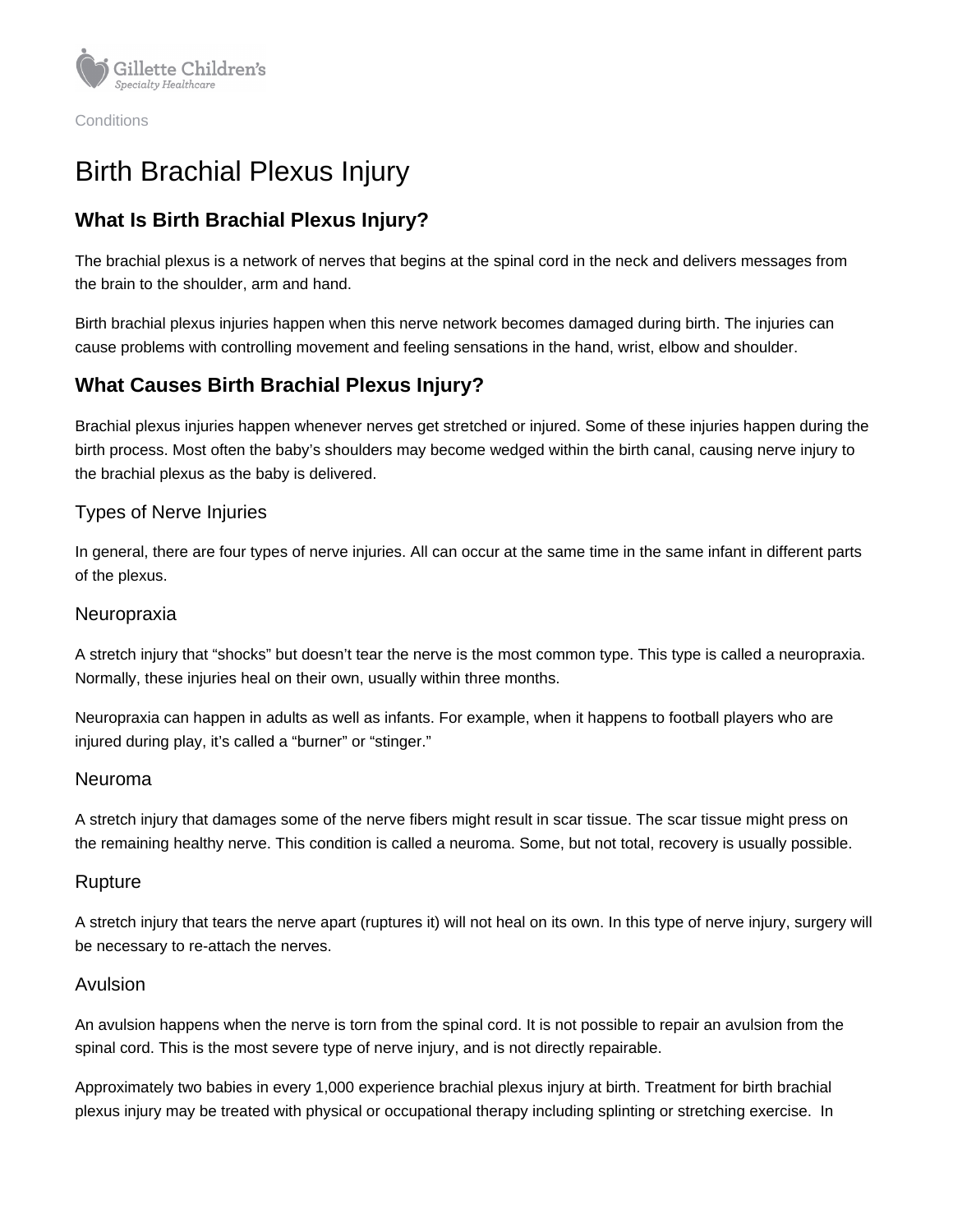Conditions

# Birth Brachial Plexus Injury

## What Is Birth Brachial Plexus Injury?

The brachial plexus is a network of nerves that begins at the spinal cord in the neck and delivers messages from the brain to the shoulder, arm and hand.

Birth brachial plexus injuries happen when this nerve network becomes damaged during birth. The injuries can cause problems with controlling movement and feeling sensations in the hand, wrist, elbow and shoulder.

## What Causes Birth Brachial Plexus Injury?

Brachial plexus injuries happen whenever nerves get stretched or injured. Some of these injuries happen during the birth process. Most often the baby's shoulders may become wedged within the birth canal, causing nerve injury to the brachial plexus as the baby is delivered.

### Types of Nerve Injuries

In general, there are four types of nerve injuries. All can occur at the same time in the same infant in different parts of the plexus.

### Neuropraxia

A stretch injury that "shocks" but doesn't tear the nerve is the most common type. This type is called a neuropraxia. Normally, these injuries heal on their own, usually within three months.

Neuropraxia can happen in adults as well as infants. For example, when it happens to football players who are injured during play, it's called a "burner" or "stinger."

### Neuroma

A stretch injury that damages some of the nerve fibers might result in scar tissue. The scar tissue might press on the remaining healthy nerve. This condition is called a neuroma. Some, but not total, recovery is usually possible.

### Rupture

A stretch injury that tears the nerve apart (ruptures it) will not heal on its own. In this type of nerve injury, surgery will be necessary to re-attach the nerves.

### Avulsion

An avulsion happens when the nerve is torn from the spinal cord. It is not possible to repair an avulsion from the spinal cord. This is the most severe type of nerve injury, and is not directly repairable.

Approximately two babies in every 1,000 experience brachial plexus injury at birth. Treatment for birth brachial plexus injury may be treated with physical or occupational therapy including splinting or stretching exercise. In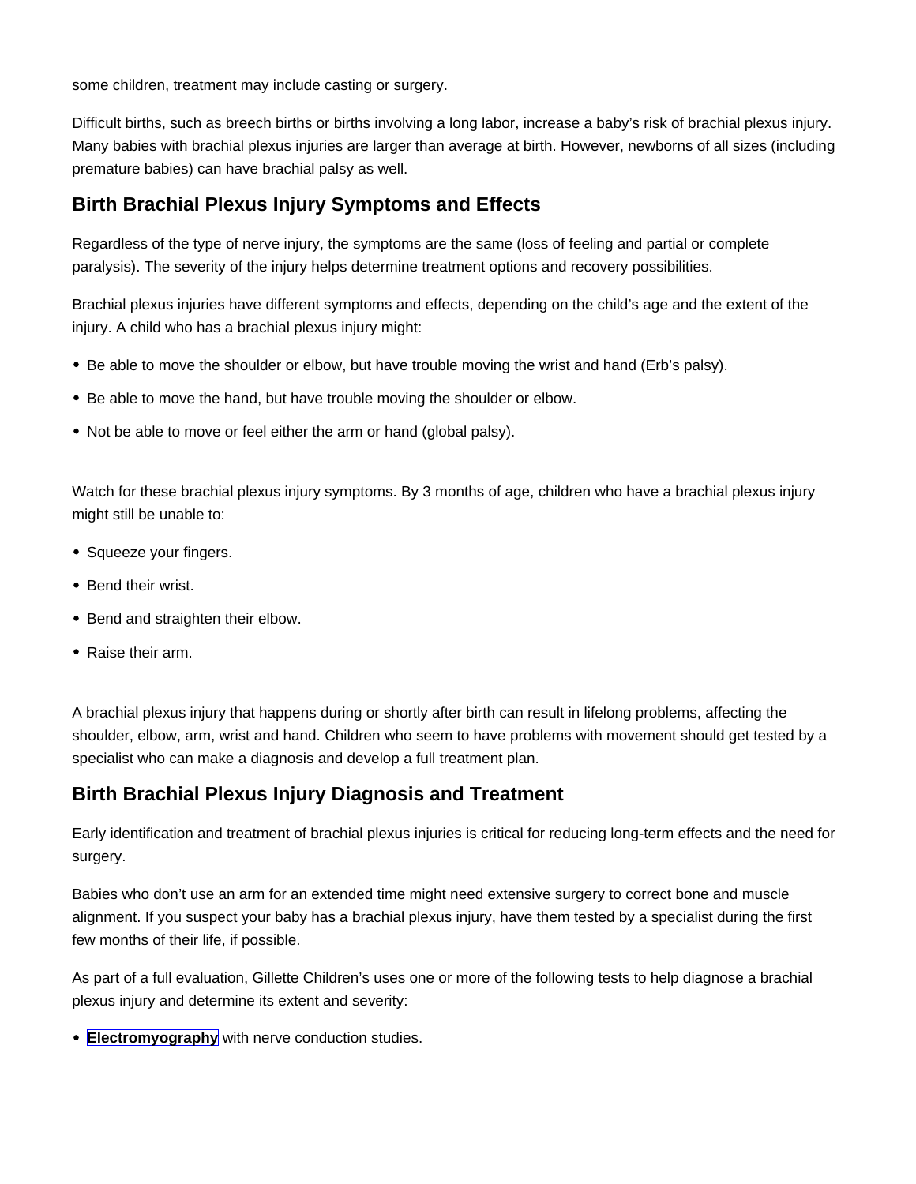some children, treatment may include casting or surgery.

Difficult births, such as breech births or births involving a long labor, increase a baby's risk of brachial plexus injury. Many babies with brachial plexus injuries are larger than average at birth. However, newborns of all sizes (including premature babies) can have brachial palsy as well.

## Birth Brachial Plexus Injury Symptoms and Effects

Regardless of the type of nerve injury, the symptoms are the same (loss of feeling and partial or complete paralysis). The severity of the injury helps determine treatment options and recovery possibilities.

Brachial plexus injuries have different symptoms and effects, depending on the child's age and the extent of the injury. A child who has a brachial plexus injury might:

- Be able to move the shoulder or elbow, but have trouble moving the wrist and hand (Erb's palsy).
- Be able to move the hand, but have trouble moving the shoulder or elbow.
- Not be able to move or feel either the arm or hand (global palsy).

Watch for these brachial plexus injury symptoms. By 3 months of age, children who have a brachial plexus injury might still be unable to:

- Squeeze your fingers.
- Bend their wrist.
- Bend and straighten their elbow.
- Raise their arm.

A brachial plexus injury that happens during or shortly after birth can result in lifelong problems, affecting the shoulder, elbow, arm, wrist and hand. Children who seem to have problems with movement should get tested by a specialist who can make a diagnosis and develop a full treatment plan.

## Birth Brachial Plexus Injury Diagnosis and Treatment

Early identification and treatment of brachial plexus injuries is critical for reducing long-term effects and the need for surgery.

Babies who don't use an arm for an extended time might need extensive surgery to correct bone and muscle alignment. If you suspect your baby has a brachial plexus injury, have them tested by a specialist during the first few months of their life, if possible.

As part of a full evaluation, Gillette Children's uses one or more of the following tests to help diagnose a brachial plexus injury and determine its extent and severity:

- **Electromyography** with nerve conduction studies.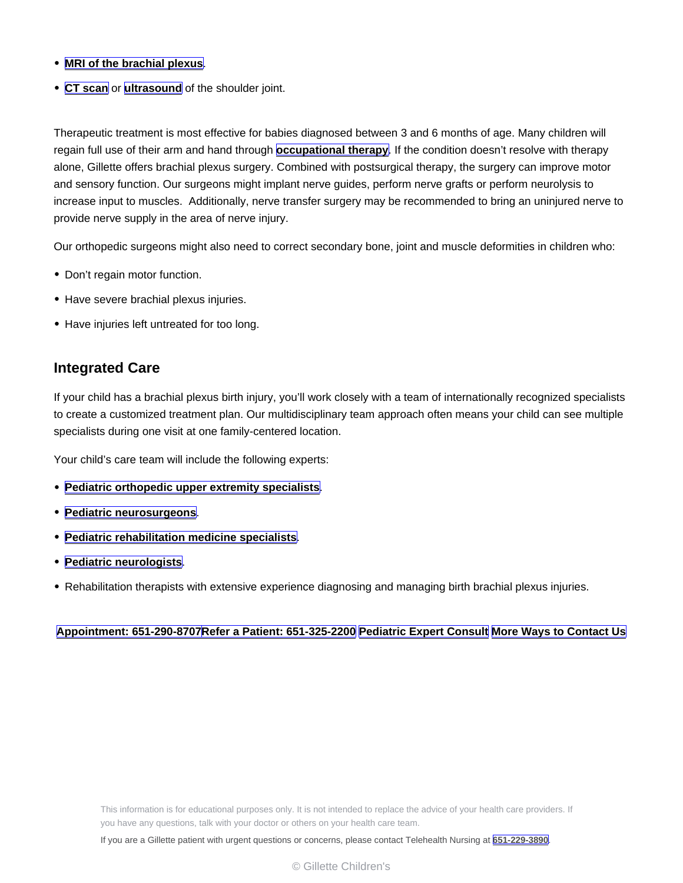- **MRI of the brachial plexus**.
- **CT scan** or **ultrasound** of the shoulder joint.

Therapeutic treatment is most effective for babies diagnosed between 3 and 6 months of age. Many children will regain full use of their arm and hand through **occupational therapy**. If the condition doesn't resolve with therapy alone, Gillette offers brachial plexus surgery. Combined with postsurgical therapy, the surgery can improve motor and sensory function. Our surgeons might implant nerve guides, perform nerve grafts or perform neurolysis to increase input to muscles. Additionally, nerve transfer surgery may be recommended to bring an uninjured nerve to provide nerve supply in the area of nerve injury.

Our orthopedic surgeons might also need to correct secondary bone, joint and muscle deformities in children who:

- Don't regain motor function.
- Have severe brachial plexus injuries.
- Have injuries left untreated for too long.

## Integrated Care

If your child has a brachial plexus birth injury, you'll work closely with a team of internationally recognized specialists to create a customized treatment plan. Our multidisciplinary team approach often means your child can see multiple specialists during one visit at one family-centered location.

Your child's care team will include the following experts:

- **Pediatric orthopedic upper extremity specialists**.
- **Pediatric neurosurgeons**.
- **Pediatric rehabilitation medicine specialists**.
- **Pediatric neurologists**.
- Rehabilitation therapists with extensive experience diagnosing and managing birth brachial plexus injuries.

**Appointment: 651-290-8707** **Refer a Patient: 651-325-2200** **Pediatric Expert Consult** **More Ways to Contact Us**

This information is for educational purposes only. It is not intended to replace the advice of your health care providers. If you have any questions, talk with your doctor or others on your health care team.

If you are a Gillette patient with urgent questions or concerns, please contact Telehealth Nursing at **651-229-3890**.

© Gillette Children's